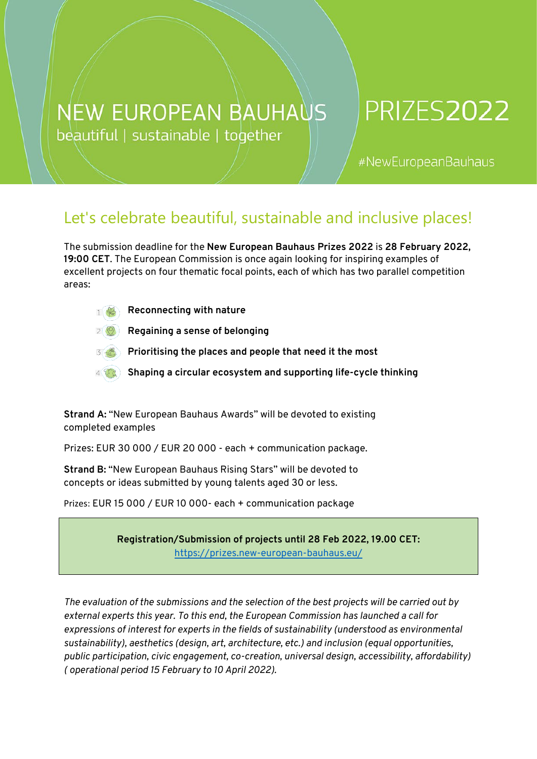# NEW EUROPEAN BAUHAUS PRIZES2022

beautiful | sustainable | together

#NewEuropeanBauhaus

## Let's celebrate beautiful, sustainable and inclusive places!

The submission deadline for the **New European Bauhaus Prizes 2022** is **28 February 2022, 19:00 CET**. The European Commission is once again looking for inspiring examples of excellent projects on four thematic focal points, each of which has two parallel competition areas:

1. **Reconnecting with nature**
2. **Regaining a sense of belonging**
3. **Prioritising the places and people that need it the most**
4. **Shaping a circular ecosystem and supporting life-cycle thinking**

**Strand A:** "New European Bauhaus Awards" will be devoted to existing completed examples

Prizes: EUR 30 000 / EUR 20 000 - each + communication package.

**Strand B:** "New European Bauhaus Rising Stars" will be devoted to concepts or ideas submitted by young talents aged 30 or less.

Prizes: EUR 15 000 / EUR 10 000- each + communication package

**Registration/Submission of projects until 28 Feb 2022, 19.00 CET:**
https://prizes.new-european-bauhaus.eu/

*The evaluation of the submissions and the selection of the best projects will be carried out by external experts this year. To this end, the European Commission has launched a call for expressions of interest for experts in the fields of sustainability (understood as environmental sustainability), aesthetics (design, art, architecture, etc.) and inclusion (equal opportunities, public participation, civic engagement, co-creation, universal design, accessibility, affordability) ( operational period 15 February to 10 April 2022).*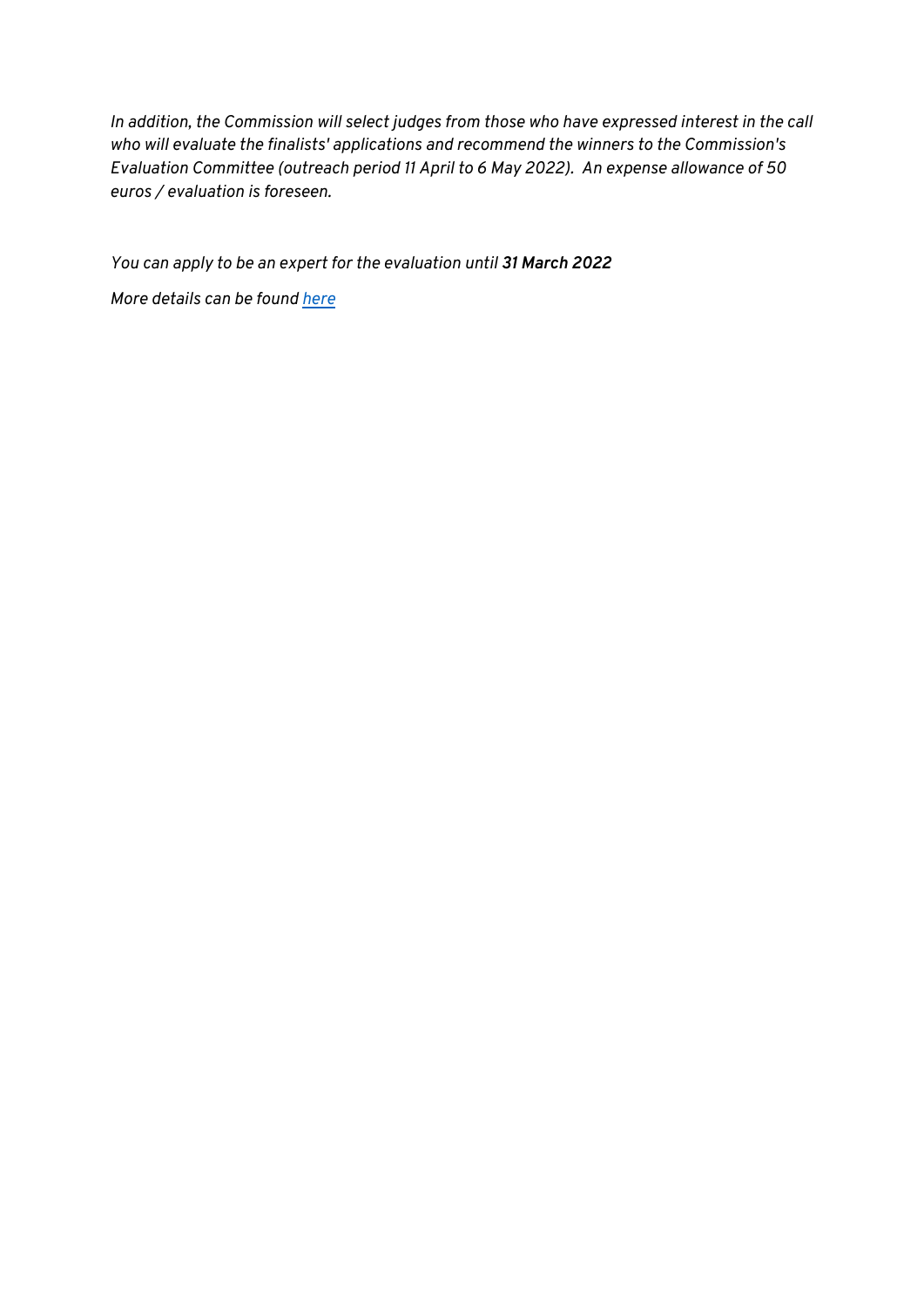*In addition, the Commission will select judges from those who have expressed interest in the call who will evaluate the finalists' applications and recommend the winners to the Commission's Evaluation Committee (outreach period 11 April to 6 May 2022). An expense allowance of 50 euros / evaluation is foreseen.*

*You can apply to be an expert for the evaluation until **31 March 2022***

*More details can be found [here]*